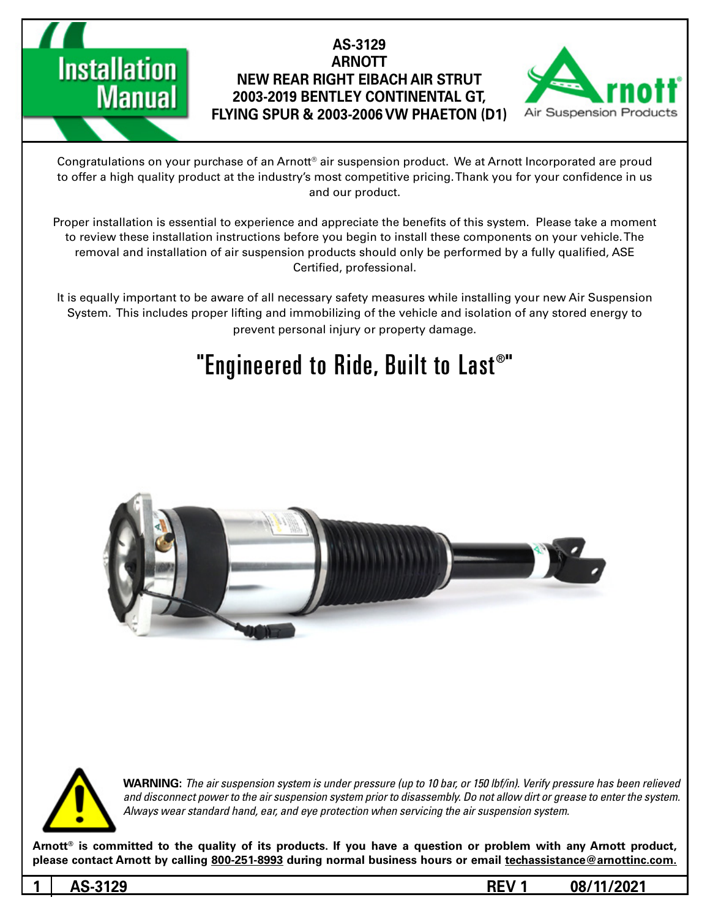# Installation Manual

## AS-3129
## ARNOTT
## NEW REAR RIGHT EIBACH AIR STRUT
## 2003-2019 BENTLEY CONTINENTAL GT, FLYING SPUR & 2003-2006 VW PHAETON (D1)

Arnott® Air Suspension Products

Congratulations on your purchase of an Arnott® air suspension product. We at Arnott Incorporated are proud to offer a high quality product at the industry's most competitive pricing. Thank you for your confidence in us and our product.

Proper installation is essential to experience and appreciate the benefits of this system. Please take a moment to review these installation instructions before you begin to install these components on your vehicle. The removal and installation of air suspension products should only be performed by a fully qualified, ASE Certified, professional.

It is equally important to be aware of all necessary safety measures while installing your new Air Suspension System. This includes proper lifting and immobilizing of the vehicle and isolation of any stored energy to prevent personal injury or property damage.

"Engineered to Ride, Built to Last®"

**WARNING:** *The air suspension system is under pressure (up to 10 bar, or 150 lbf/in). Verify pressure has been relieved and disconnect power to the air suspension system prior to disassembly. Do not allow dirt or grease to enter the system. Always wear standard hand, ear, and eye protection when servicing the air suspension system.*

**Arnott® is committed to the quality of its products. If you have a question or problem with any Arnott product, please contact Arnott by calling 800-251-8993 during normal business hours or email techassistance@arnottinc.com.**

AS-3129 REV 1 08/11/2021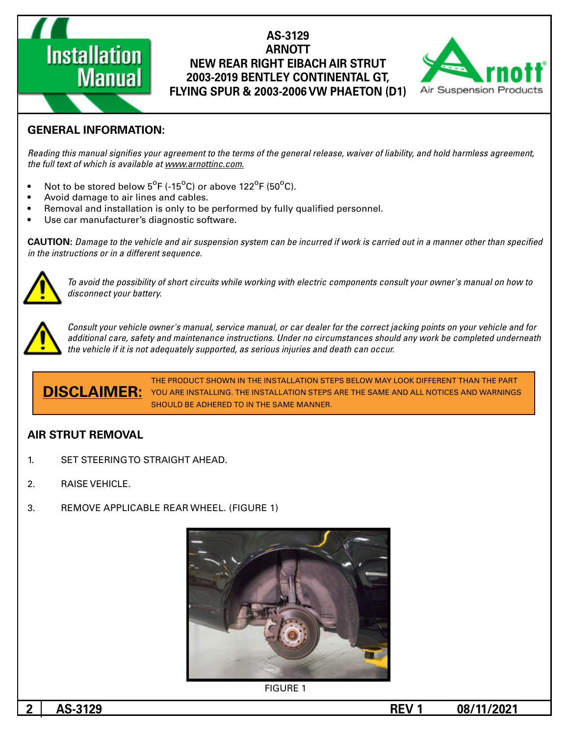# AS-3129
# ARNOTT
# NEW REAR RIGHT EIBACH AIR STRUT
# 2003-2019 BENTLEY CONTINENTAL GT, FLYING SPUR & 2003-2006 VW PHAETON (D1)

## GENERAL INFORMATION:

*Reading this manual signifies your agreement to the terms of the general release, waiver of liability, and hold harmless agreement, the full text of which is available at www.arnottinc.com.*

- Not to be stored below 5°F (-15°C) or above 122°F (50°C).
- Avoid damage to air lines and cables.
- Removal and installation is only to be performed by fully qualified personnel.
- Use car manufacturer's diagnostic software.

**CAUTION:** *Damage to the vehicle and air suspension system can be incurred if work is carried out in a manner other than specified in the instructions or in a different sequence.*

*To avoid the possibility of short circuits while working with electric components consult your owner's manual on how to disconnect your battery.*

*Consult your vehicle owner's manual, service manual, or car dealer for the correct jacking points on your vehicle and for additional care, safety and maintenance instructions. Under no circumstances should any work be completed underneath the vehicle if it is not adequately supported, as serious injuries and death can occur.*

**DISCLAIMER:** THE PRODUCT SHOWN IN THE INSTALLATION STEPS BELOW MAY LOOK DIFFERENT THAN THE PART YOU ARE INSTALLING. THE INSTALLATION STEPS ARE THE SAME AND ALL NOTICES AND WARNINGS SHOULD BE ADHERED TO IN THE SAME MANNER.

## AIR STRUT REMOVAL

1. SET STEERING TO STRAIGHT AHEAD.
2. RAISE VEHICLE.
3. REMOVE APPLICABLE REAR WHEEL. (FIGURE 1)

FIGURE 1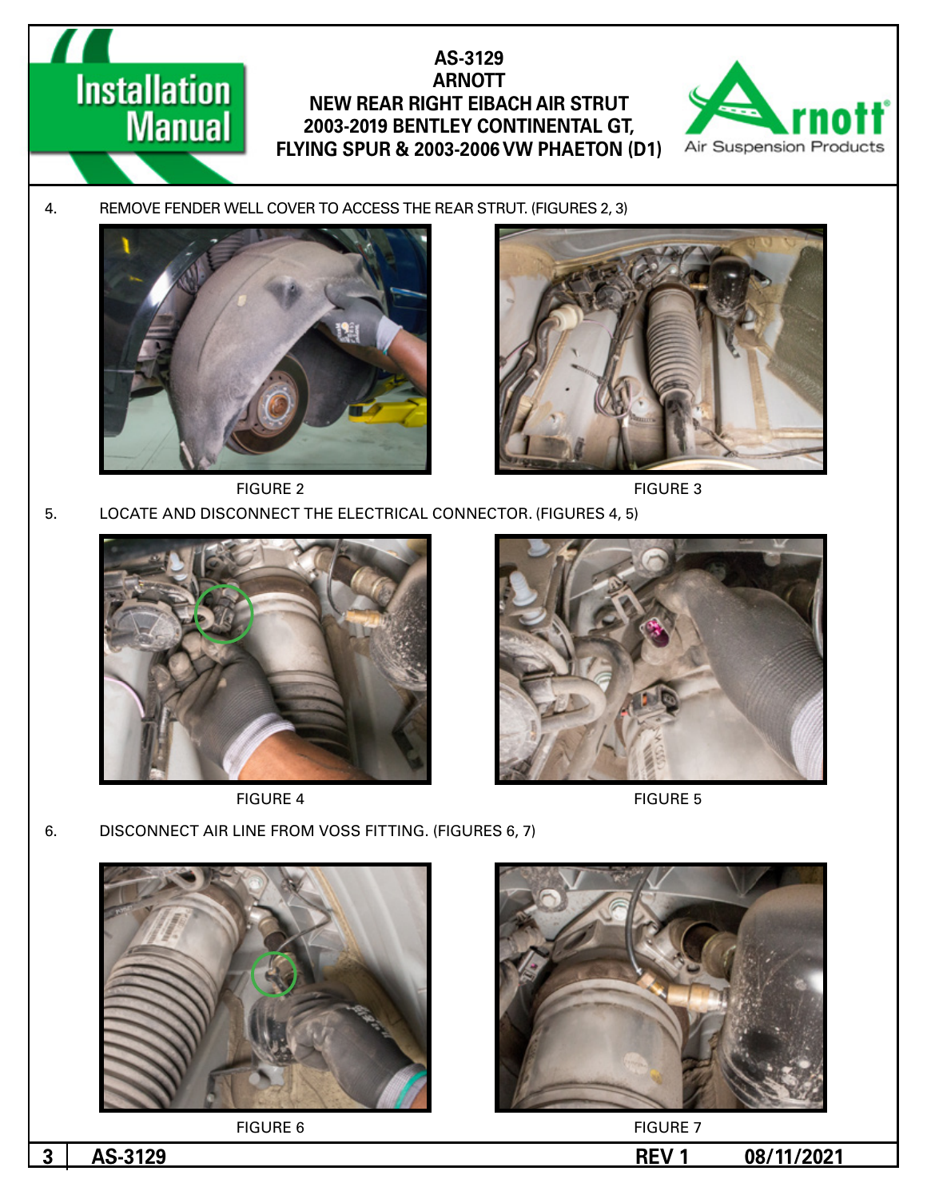4. REMOVE FENDER WELL COVER TO ACCESS THE REAR STRUT. (FIGURES 2, 3)

FIGURE 2

FIGURE 3

5. LOCATE AND DISCONNECT THE ELECTRICAL CONNECTOR. (FIGURES 4, 5)

FIGURE 4

FIGURE 5

6. DISCONNECT AIR LINE FROM VOSS FITTING. (FIGURES 6, 7)

FIGURE 6

FIGURE 7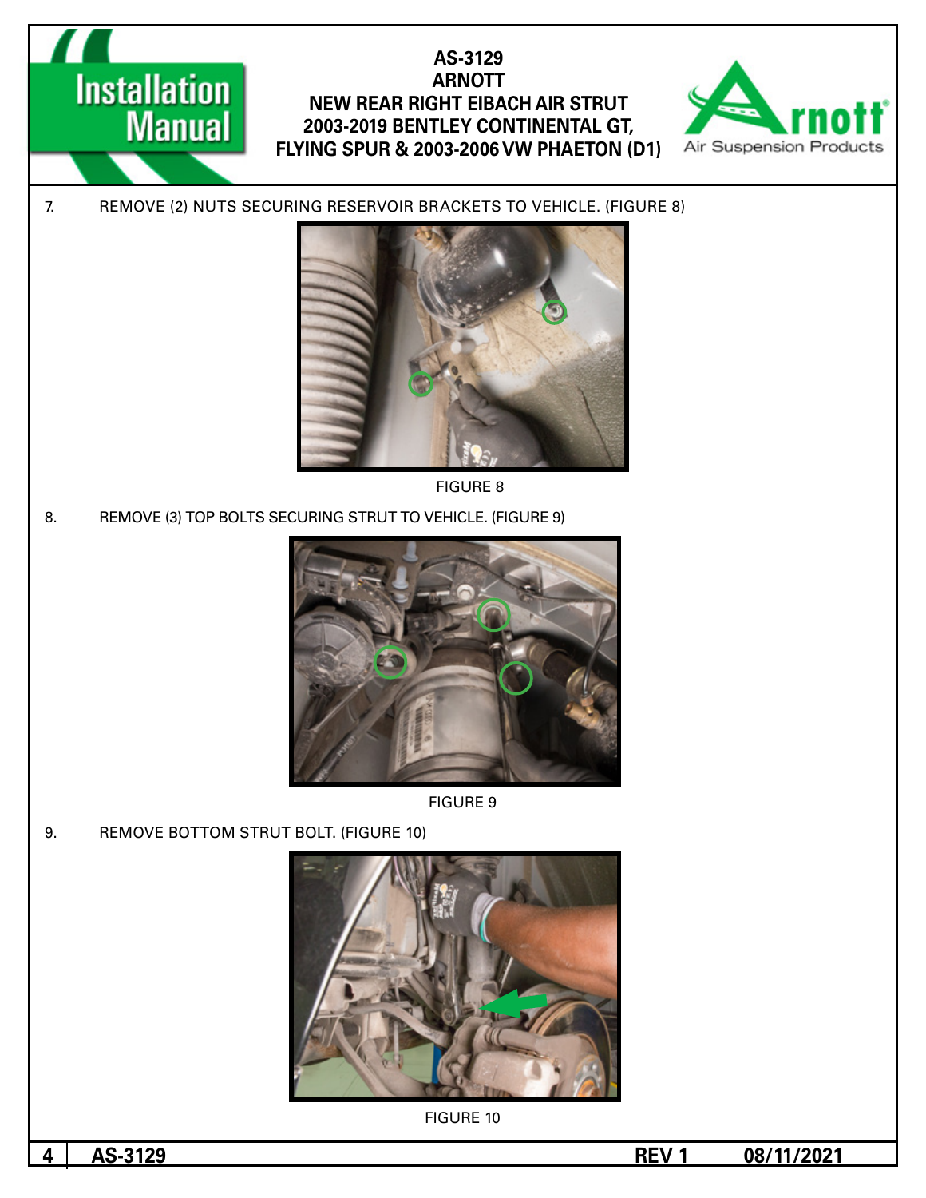7. REMOVE (2) NUTS SECURING RESERVOIR BRACKETS TO VEHICLE. (FIGURE 8)

FIGURE 8

8. REMOVE (3) TOP BOLTS SECURING STRUT TO VEHICLE. (FIGURE 9)

FIGURE 9

9. REMOVE BOTTOM STRUT BOLT. (FIGURE 10)

FIGURE 10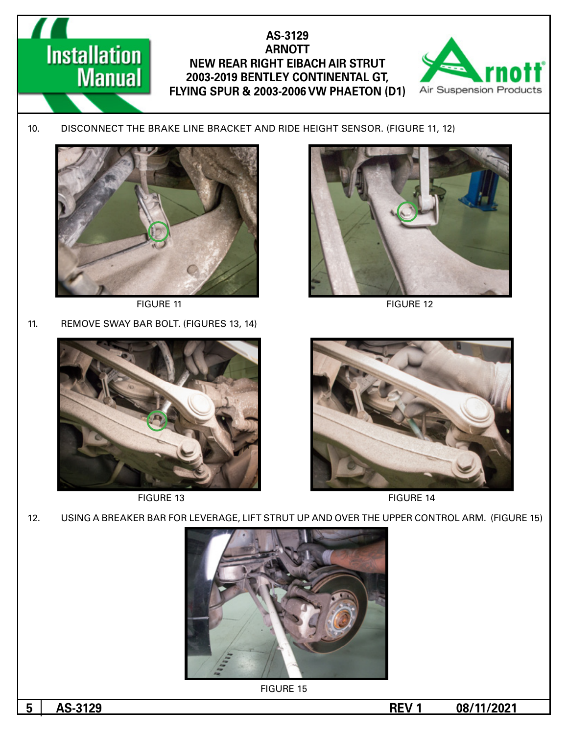10. DISCONNECT THE BRAKE LINE BRACKET AND RIDE HEIGHT SENSOR. (FIGURE 11, 12)

FIGURE 11

FIGURE 12

11. REMOVE SWAY BAR BOLT. (FIGURES 13, 14)

FIGURE 13

FIGURE 14

12. USING A BREAKER BAR FOR LEVERAGE, LIFT STRUT UP AND OVER THE UPPER CONTROL ARM. (FIGURE 15)

FIGURE 15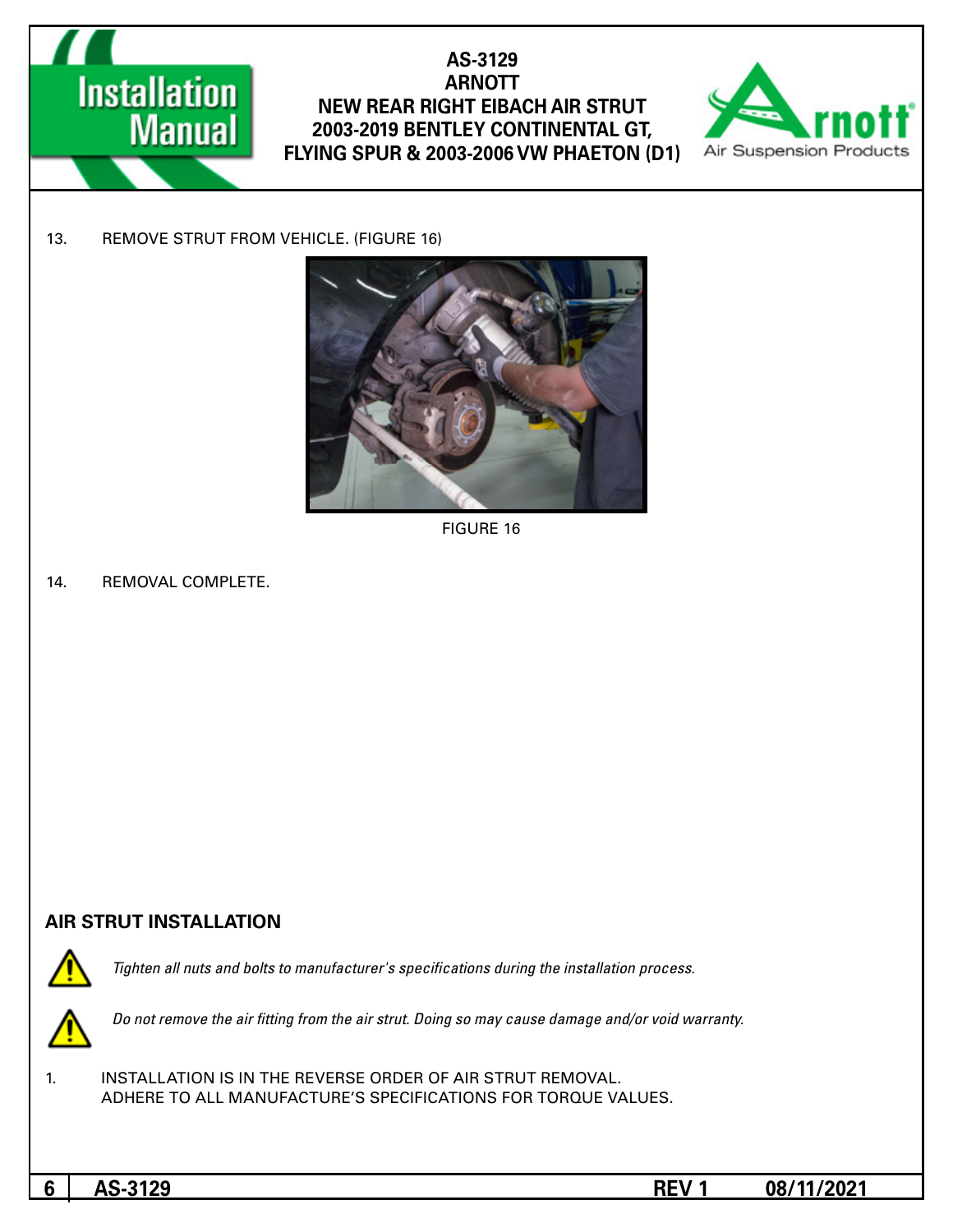13. REMOVE STRUT FROM VEHICLE. (FIGURE 16)

FIGURE 16

14. REMOVAL COMPLETE.

## AIR STRUT INSTALLATION

*Tighten all nuts and bolts to manufacturer's specifications during the installation process.*

*Do not remove the air fitting from the air strut. Doing so may cause damage and/or void warranty.*

1. INSTALLATION IS IN THE REVERSE ORDER OF AIR STRUT REMOVAL.
   ADHERE TO ALL MANUFACTURE'S SPECIFICATIONS FOR TORQUE VALUES.